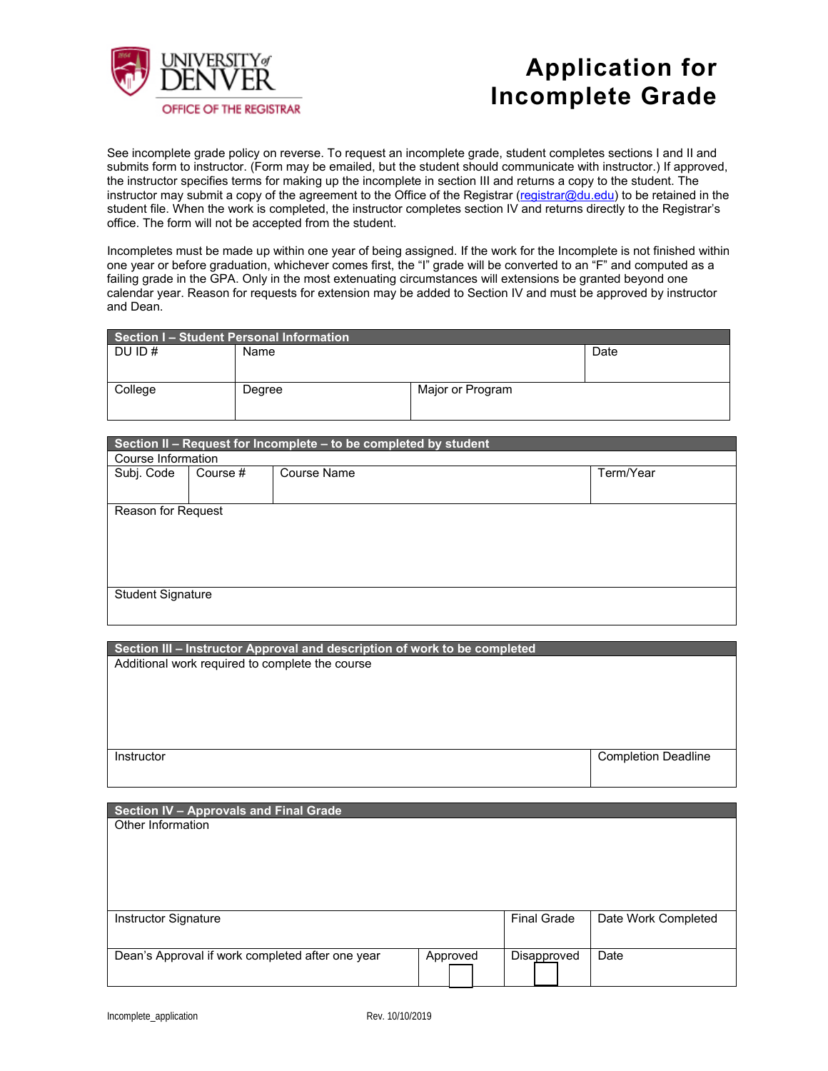UNIVERSITY of DENVER
OFFICE OF THE REGISTRAR

# Application for Incomplete Grade

See incomplete grade policy on reverse. To request an incomplete grade, student completes sections I and II and submits form to instructor. (Form may be emailed, but the student should communicate with instructor.) If approved, the instructor specifies terms for making up the incomplete in section III and returns a copy to the student. The instructor may submit a copy of the agreement to the Office of the Registrar (registrar@du.edu) to be retained in the student file. When the work is completed, the instructor completes section IV and returns directly to the Registrar's office. The form will not be accepted from the student.

Incompletes must be made up within one year of being assigned. If the work for the Incomplete is not finished within one year or before graduation, whichever comes first, the "I" grade will be converted to an "F" and computed as a failing grade in the GPA. Only in the most extenuating circumstances will extensions be granted beyond one calendar year. Reason for requests for extension may be added to Section IV and must be approved by instructor and Dean.

| **Section I – Student Personal Information** | | | |
|---|---|---|---|
| DU ID # | Name | | Date |
| College | Degree | Major or Program | |

| **Section II – Request for Incomplete – to be completed by student** | | | |
|---|---|---|---|
| Course Information | | | |
| Subj. Code | Course # | Course Name | Term/Year |
| Reason for Request | | | |
| Student Signature | | | |

| **Section III – Instructor Approval and description of work to be completed** | |
|---|---|
| Additional work required to complete the course | |
| Instructor | Completion Deadline |

| **Section IV – Approvals and Final Grade** | | | |
|---|---|---|---|
| Other Information | | | |
| Instructor Signature | | Final Grade | Date Work Completed |
| Dean's Approval if work completed after one year | Approved ☐ | Disapproved ☐ | Date |

Incomplete_application Rev. 10/10/2019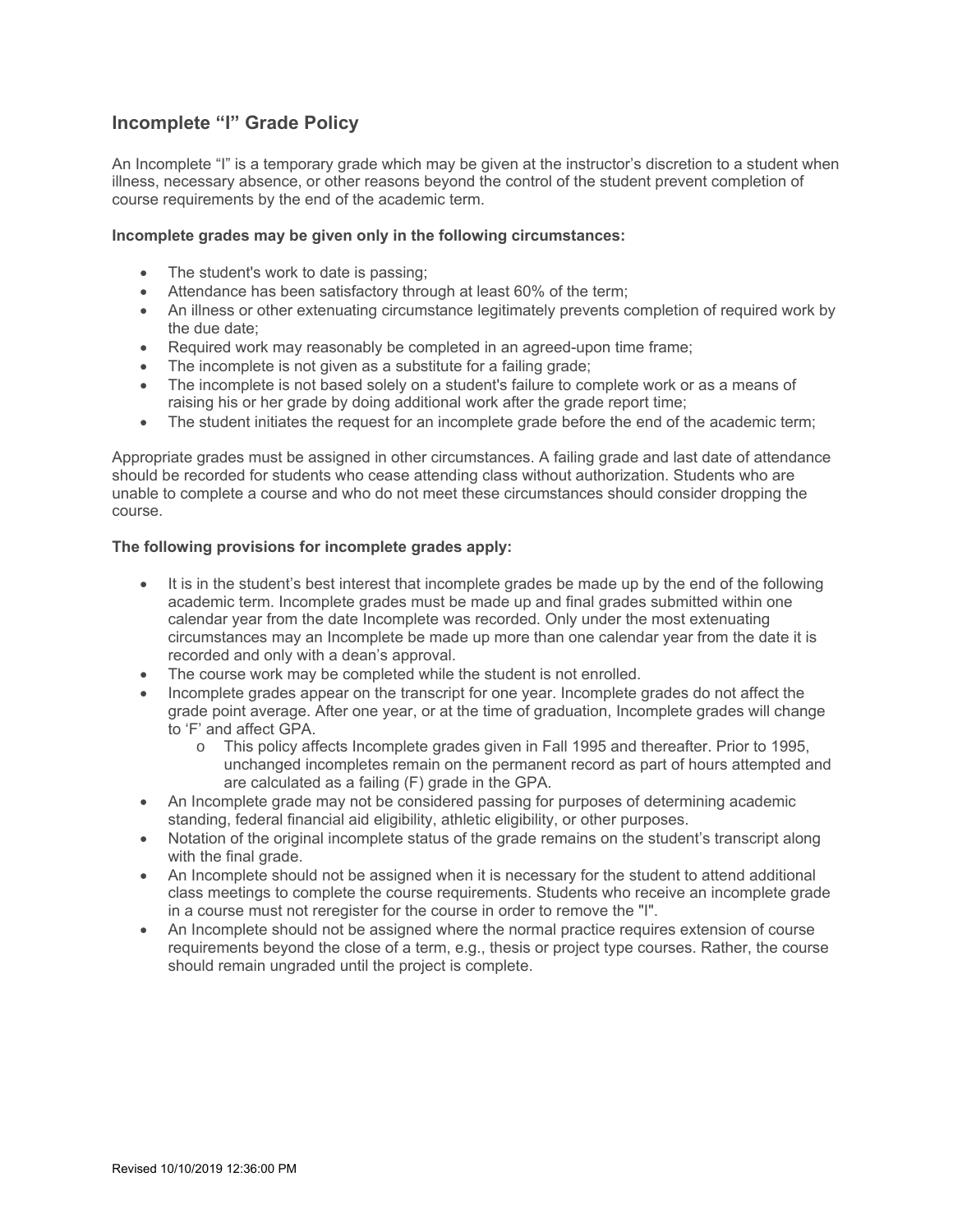## Incomplete "I" Grade Policy

An Incomplete "I" is a temporary grade which may be given at the instructor's discretion to a student when illness, necessary absence, or other reasons beyond the control of the student prevent completion of course requirements by the end of the academic term.

**Incomplete grades may be given only in the following circumstances:**

- The student's work to date is passing;
- Attendance has been satisfactory through at least 60% of the term;
- An illness or other extenuating circumstance legitimately prevents completion of required work by the due date;
- Required work may reasonably be completed in an agreed-upon time frame;
- The incomplete is not given as a substitute for a failing grade;
- The incomplete is not based solely on a student's failure to complete work or as a means of raising his or her grade by doing additional work after the grade report time;
- The student initiates the request for an incomplete grade before the end of the academic term;

Appropriate grades must be assigned in other circumstances. A failing grade and last date of attendance should be recorded for students who cease attending class without authorization. Students who are unable to complete a course and who do not meet these circumstances should consider dropping the course.

**The following provisions for incomplete grades apply:**

- It is in the student's best interest that incomplete grades be made up by the end of the following academic term. Incomplete grades must be made up and final grades submitted within one calendar year from the date Incomplete was recorded. Only under the most extenuating circumstances may an Incomplete be made up more than one calendar year from the date it is recorded and only with a dean's approval.
- The course work may be completed while the student is not enrolled.
- Incomplete grades appear on the transcript for one year. Incomplete grades do not affect the grade point average. After one year, or at the time of graduation, Incomplete grades will change to 'F' and affect GPA.
    - This policy affects Incomplete grades given in Fall 1995 and thereafter. Prior to 1995, unchanged incompletes remain on the permanent record as part of hours attempted and are calculated as a failing (F) grade in the GPA.
- An Incomplete grade may not be considered passing for purposes of determining academic standing, federal financial aid eligibility, athletic eligibility, or other purposes.
- Notation of the original incomplete status of the grade remains on the student's transcript along with the final grade.
- An Incomplete should not be assigned when it is necessary for the student to attend additional class meetings to complete the course requirements. Students who receive an incomplete grade in a course must not reregister for the course in order to remove the "I".
- An Incomplete should not be assigned where the normal practice requires extension of course requirements beyond the close of a term, e.g., thesis or project type courses. Rather, the course should remain ungraded until the project is complete.

Revised 10/10/2019 12:36:00 PM